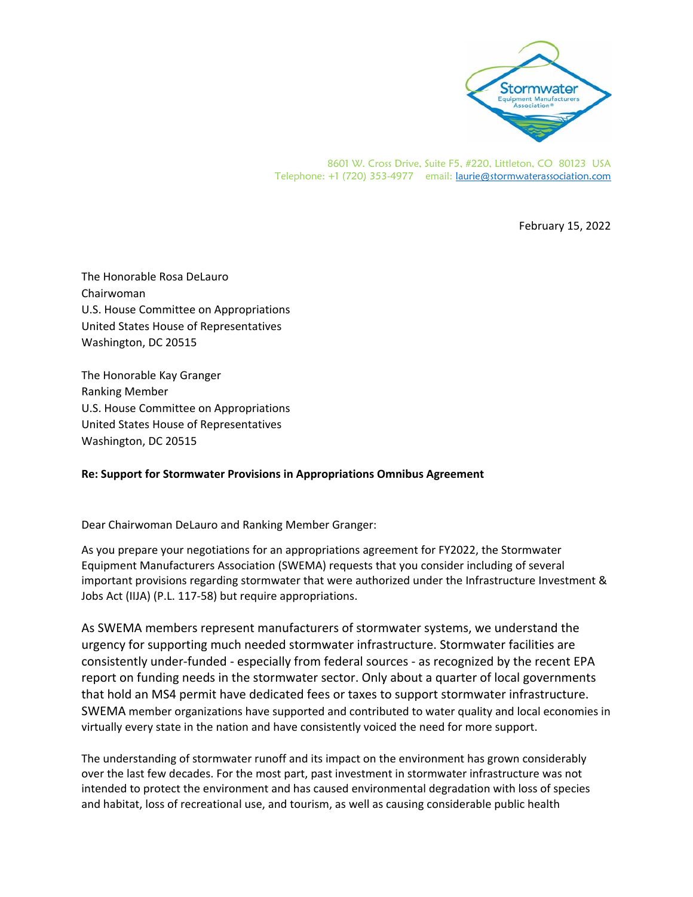8601 W. Cross Drive, Suite F5, #220, Littleton, CO 80123 USA
Telephone: +1 (720) 353-4977 email: laurie@stormwaterassociation.com

February 15, 2022

The Honorable Rosa DeLauro
Chairwoman
U.S. House Committee on Appropriations
United States House of Representatives
Washington, DC 20515

The Honorable Kay Granger
Ranking Member
U.S. House Committee on Appropriations
United States House of Representatives
Washington, DC 20515

**Re: Support for Stormwater Provisions in Appropriations Omnibus Agreement**

Dear Chairwoman DeLauro and Ranking Member Granger:

As you prepare your negotiations for an appropriations agreement for FY2022, the Stormwater Equipment Manufacturers Association (SWEMA) requests that you consider including of several important provisions regarding stormwater that were authorized under the Infrastructure Investment & Jobs Act (IIJA) (P.L. 117-58) but require appropriations.

As SWEMA members represent manufacturers of stormwater systems, we understand the urgency for supporting much needed stormwater infrastructure. Stormwater facilities are consistently under-funded - especially from federal sources - as recognized by the recent EPA report on funding needs in the stormwater sector. Only about a quarter of local governments that hold an MS4 permit have dedicated fees or taxes to support stormwater infrastructure. SWEMA member organizations have supported and contributed to water quality and local economies in virtually every state in the nation and have consistently voiced the need for more support.

The understanding of stormwater runoff and its impact on the environment has grown considerably over the last few decades. For the most part, past investment in stormwater infrastructure was not intended to protect the environment and has caused environmental degradation with loss of species and habitat, loss of recreational use, and tourism, as well as causing considerable public health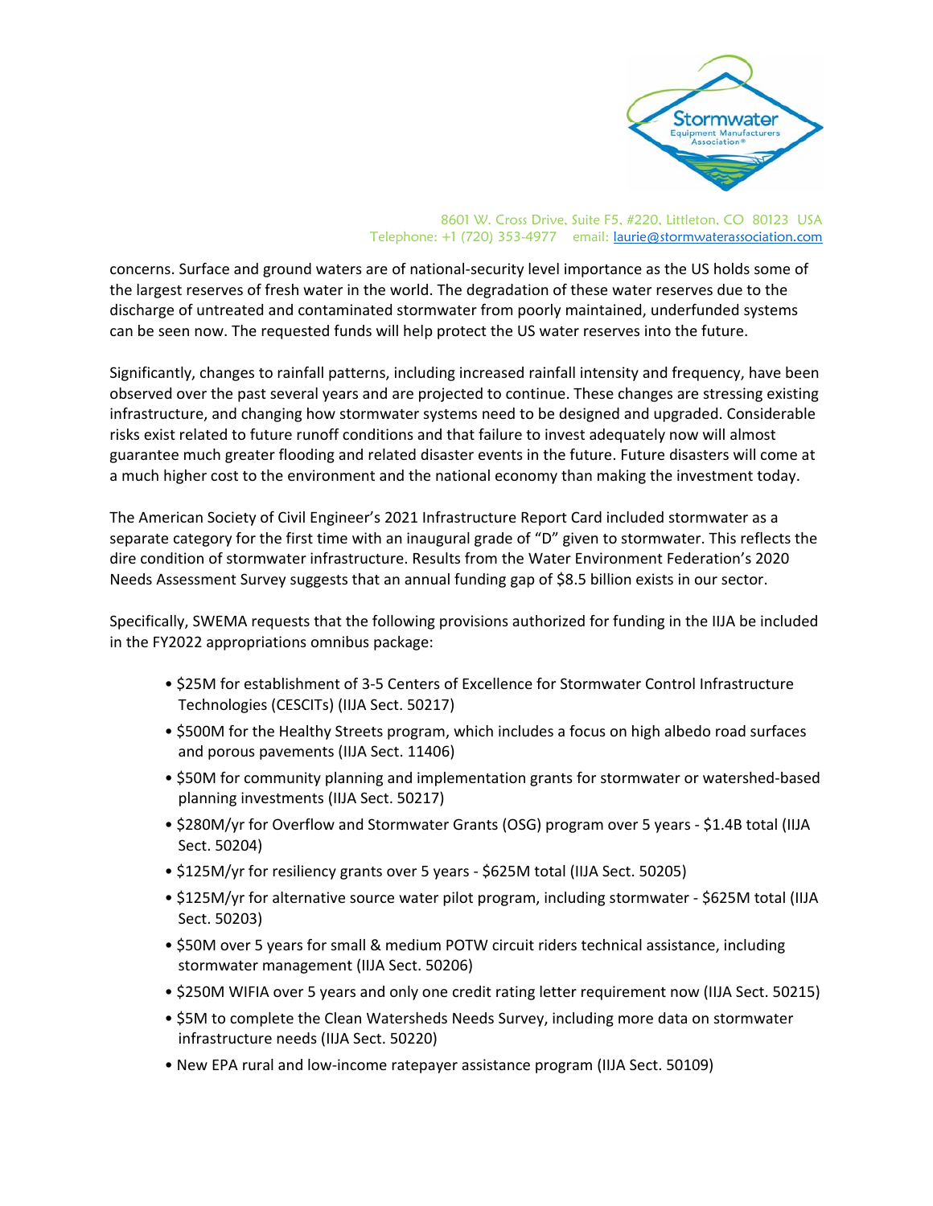concerns. Surface and ground waters are of national-security level importance as the US holds some of the largest reserves of fresh water in the world. The degradation of these water reserves due to the discharge of untreated and contaminated stormwater from poorly maintained, underfunded systems can be seen now. The requested funds will help protect the US water reserves into the future.

Significantly, changes to rainfall patterns, including increased rainfall intensity and frequency, have been observed over the past several years and are projected to continue. These changes are stressing existing infrastructure, and changing how stormwater systems need to be designed and upgraded. Considerable risks exist related to future runoff conditions and that failure to invest adequately now will almost guarantee much greater flooding and related disaster events in the future. Future disasters will come at a much higher cost to the environment and the national economy than making the investment today.

The American Society of Civil Engineer's 2021 Infrastructure Report Card included stormwater as a separate category for the first time with an inaugural grade of "D" given to stormwater. This reflects the dire condition of stormwater infrastructure. Results from the Water Environment Federation's 2020 Needs Assessment Survey suggests that an annual funding gap of $8.5 billion exists in our sector.

Specifically, SWEMA requests that the following provisions authorized for funding in the IIJA be included in the FY2022 appropriations omnibus package:

- $25M for establishment of 3-5 Centers of Excellence for Stormwater Control Infrastructure Technologies (CESCITs) (IIJA Sect. 50217)
- $500M for the Healthy Streets program, which includes a focus on high albedo road surfaces and porous pavements (IIJA Sect. 11406)
- $50M for community planning and implementation grants for stormwater or watershed-based planning investments (IIJA Sect. 50217)
- $280M/yr for Overflow and Stormwater Grants (OSG) program over 5 years - $1.4B total (IIJA Sect. 50204)
- $125M/yr for resiliency grants over 5 years - $625M total (IIJA Sect. 50205)
- $125M/yr for alternative source water pilot program, including stormwater - $625M total (IIJA Sect. 50203)
- $50M over 5 years for small & medium POTW circuit riders technical assistance, including stormwater management (IIJA Sect. 50206)
- $250M WIFIA over 5 years and only one credit rating letter requirement now (IIJA Sect. 50215)
- $5M to complete the Clean Watersheds Needs Survey, including more data on stormwater infrastructure needs (IIJA Sect. 50220)
- New EPA rural and low-income ratepayer assistance program (IIJA Sect. 50109)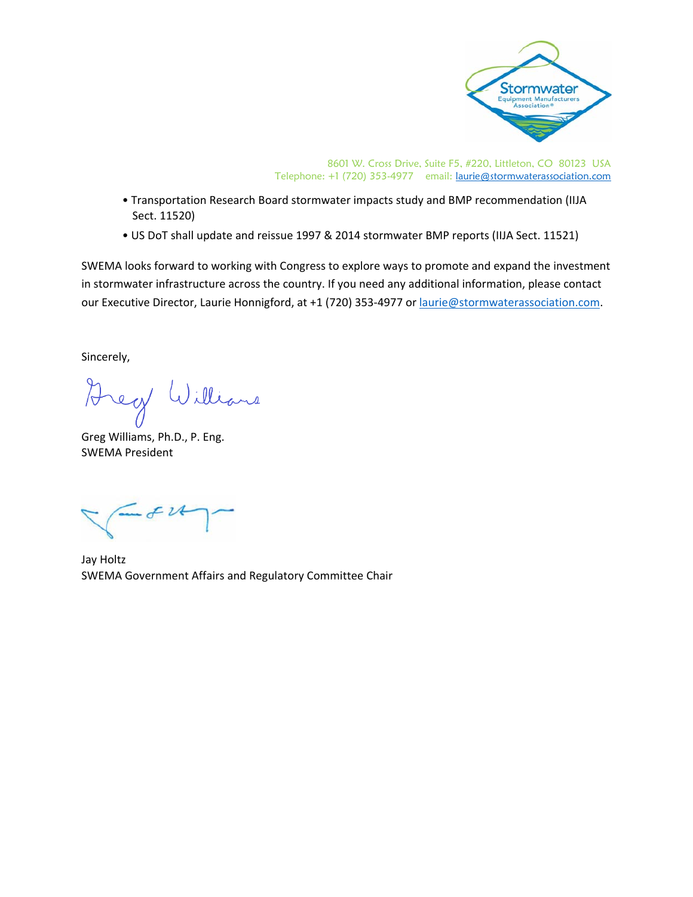8601 W. Cross Drive, Suite F5, #220, Littleton, CO 80123 USA
Telephone: +1 (720) 353-4977 email: laurie@stormwaterassociation.com

- Transportation Research Board stormwater impacts study and BMP recommendation (IIJA Sect. 11520)
- US DoT shall update and reissue 1997 & 2014 stormwater BMP reports (IIJA Sect. 11521)

SWEMA looks forward to working with Congress to explore ways to promote and expand the investment in stormwater infrastructure across the country. If you need any additional information, please contact our Executive Director, Laurie Honnigford, at +1 (720) 353-4977 or laurie@stormwaterassociation.com.

Sincerely,

Greg Williams, Ph.D., P. Eng.
SWEMA President

Jay Holtz
SWEMA Government Affairs and Regulatory Committee Chair